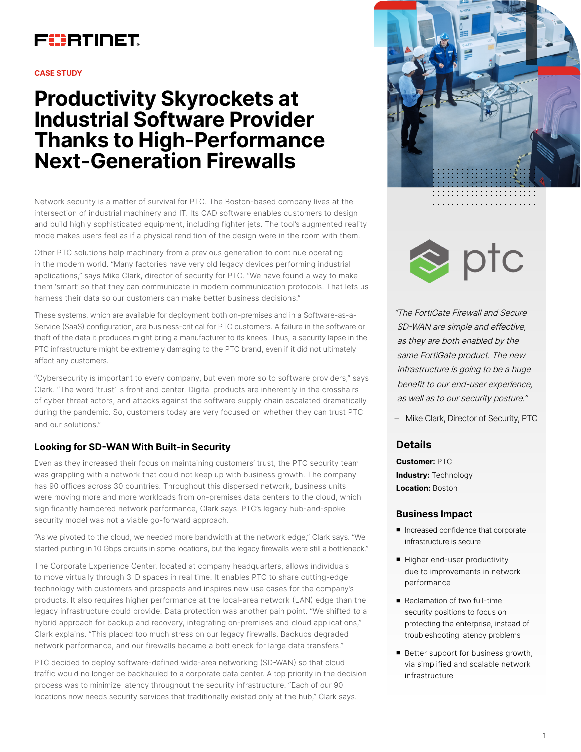# Productivity Skyrockets at Industrial Software Provider Thanks to High-Performance Next-Generation Firewalls

CASE STUDY

Network security is a matter of survival for PTC. The Boston-based company lives at the intersection of industrial machinery and IT. Its CAD software enables customers to design and build highly sophisticated equipment, including fighter jets. The tool's augmented reality mode makes users feel as if a physical rendition of the design were in the room with them.

Other PTC solutions help machinery from a previous generation to continue operating in the modern world. "Many factories have very old legacy devices performing industrial applications," says Mike Clark, director of security for PTC. "We have found a way to make them 'smart' so that they can communicate in modern communication protocols. That lets us harness their data so our customers can make better business decisions."

These systems, which are available for deployment both on-premises and in a Software-as-a-Service (SaaS) configuration, are business-critical for PTC customers. A failure in the software or theft of the data it produces might bring a manufacturer to its knees. Thus, a security lapse in the PTC infrastructure might be extremely damaging to the PTC brand, even if it did not ultimately affect any customers.

"Cybersecurity is important to every company, but even more so to software providers," says Clark. "The word 'trust' is front and center. Digital products are inherently in the crosshairs of cyber threat actors, and attacks against the software supply chain escalated dramatically during the pandemic. So, customers today are very focused on whether they can trust PTC and our solutions."

## Looking for SD-WAN With Built-in Security

Even as they increased their focus on maintaining customers' trust, the PTC security team was grappling with a network that could not keep up with business growth. The company has 90 offices across 30 countries. Throughout this dispersed network, business units were moving more and more workloads from on-premises data centers to the cloud, which significantly hampered network performance, Clark says. PTC's legacy hub-and-spoke security model was not a viable go-forward approach.

"As we pivoted to the cloud, we needed more bandwidth at the network edge," Clark says. "We started putting in 10 Gbps circuits in some locations, but the legacy firewalls were still a bottleneck."

The Corporate Experience Center, located at company headquarters, allows individuals to move virtually through 3-D spaces in real time. It enables PTC to share cutting-edge technology with customers and prospects and inspires new use cases for the company's products. It also requires higher performance at the local-area network (LAN) edge than the legacy infrastructure could provide. Data protection was another pain point. "We shifted to a hybrid approach for backup and recovery, integrating on-premises and cloud applications," Clark explains. "This placed too much stress on our legacy firewalls. Backups degraded network performance, and our firewalls became a bottleneck for large data transfers."

PTC decided to deploy software-defined wide-area networking (SD-WAN) so that cloud traffic would no longer be backhauled to a corporate data center. A top priority in the decision process was to minimize latency throughout the security infrastructure. "Each of our 90 locations now needs security services that traditionally existed only at the hub," Clark says.

*"The FortiGate Firewall and Secure SD-WAN are simple and effective, as they are both enabled by the same FortiGate product. The new infrastructure is going to be a huge benefit to our end-user experience, as well as to our security posture."*

– Mike Clark, Director of Security, PTC

## Details

**Customer:** PTC
**Industry:** Technology
**Location:** Boston

## Business Impact

- Increased confidence that corporate infrastructure is secure
- Higher end-user productivity due to improvements in network performance
- Reclamation of two full-time security positions to focus on protecting the enterprise, instead of troubleshooting latency problems
- Better support for business growth, via simplified and scalable network infrastructure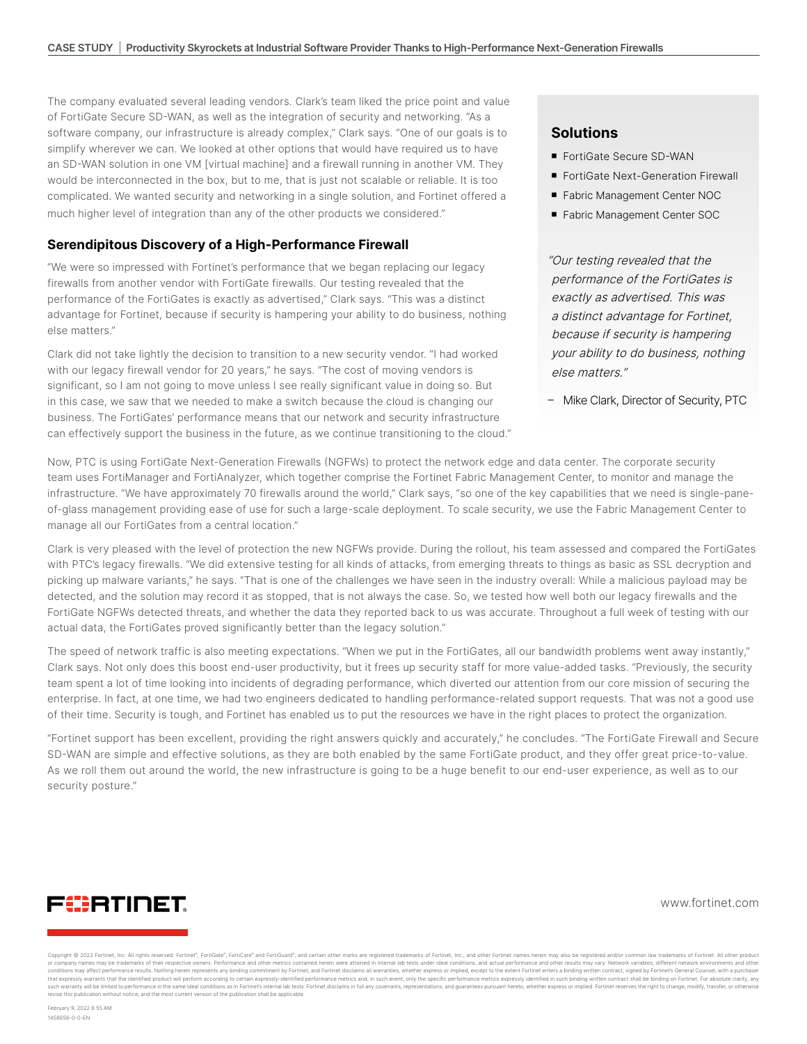The company evaluated several leading vendors. Clark's team liked the price point and value of FortiGate Secure SD-WAN, as well as the integration of security and networking. "As a software company, our infrastructure is already complex," Clark says. "One of our goals is to simplify wherever we can. We looked at other options that would have required us to have an SD-WAN solution in one VM [virtual machine] and a firewall running in another VM. They would be interconnected in the box, but to me, that is just not scalable or reliable. It is too complicated. We wanted security and networking in a single solution, and Fortinet offered a much higher level of integration than any of the other products we considered."

## Serendipitous Discovery of a High-Performance Firewall

"We were so impressed with Fortinet's performance that we began replacing our legacy firewalls from another vendor with FortiGate firewalls. Our testing revealed that the performance of the FortiGates is exactly as advertised," Clark says. "This was a distinct advantage for Fortinet, because if security is hampering your ability to do business, nothing else matters."

Clark did not take lightly the decision to transition to a new security vendor. "I had worked with our legacy firewall vendor for 20 years," he says. "The cost of moving vendors is significant, so I am not going to move unless I see really significant value in doing so. But in this case, we saw that we needed to make a switch because the cloud is changing our business. The FortiGates' performance means that our network and security infrastructure can effectively support the business in the future, as we continue transitioning to the cloud."

### Solutions

- FortiGate Secure SD-WAN
- FortiGate Next-Generation Firewall
- Fabric Management Center NOC
- Fabric Management Center SOC

*"Our testing revealed that the performance of the FortiGates is exactly as advertised. This was a distinct advantage for Fortinet, because if security is hampering your ability to do business, nothing else matters."*

– Mike Clark, Director of Security, PTC

Now, PTC is using FortiGate Next-Generation Firewalls (NGFWs) to protect the network edge and data center. The corporate security team uses FortiManager and FortiAnalyzer, which together comprise the Fortinet Fabric Management Center, to monitor and manage the infrastructure. "We have approximately 70 firewalls around the world," Clark says, "so one of the key capabilities that we need is single-pane-of-glass management providing ease of use for such a large-scale deployment. To scale security, we use the Fabric Management Center to manage all our FortiGates from a central location."

Clark is very pleased with the level of protection the new NGFWs provide. During the rollout, his team assessed and compared the FortiGates with PTC's legacy firewalls. "We did extensive testing for all kinds of attacks, from emerging threats to things as basic as SSL decryption and picking up malware variants," he says. "That is one of the challenges we have seen in the industry overall: While a malicious payload may be detected, and the solution may record it as stopped, that is not always the case. So, we tested how well both our legacy firewalls and the FortiGate NGFWs detected threats, and whether the data they reported back to us was accurate. Throughout a full week of testing with our actual data, the FortiGates proved significantly better than the legacy solution."

The speed of network traffic is also meeting expectations. "When we put in the FortiGates, all our bandwidth problems went away instantly," Clark says. Not only does this boost end-user productivity, but it frees up security staff for more value-added tasks. "Previously, the security team spent a lot of time looking into incidents of degrading performance, which diverted our attention from our core mission of securing the enterprise. In fact, at one time, we had two engineers dedicated to handling performance-related support requests. That was not a good use of their time. Security is tough, and Fortinet has enabled us to put the resources we have in the right places to protect the organization.

"Fortinet support has been excellent, providing the right answers quickly and accurately," he concludes. "The FortiGate Firewall and Secure SD-WAN are simple and effective solutions, as they are both enabled by the same FortiGate product, and they offer great price-to-value. As we roll them out around the world, the new infrastructure is going to be a huge benefit to our end-user experience, as well as to our security posture."

www.fortinet.com

Copyright © 2022 Fortinet, Inc. All rights reserved. Fortinet®, FortiGate®, FortiCare® and FortiGuard®, and certain other marks are registered trademarks of Fortinet, Inc., and other Fortinet names herein may also be registered and/or common law trademarks of Fortinet. All other product or company names may be trademarks of their respective owners. Performance and other metrics contained herein were attained in internal lab tests under ideal conditions, and actual performance and other results may vary. Network variables, different network environments and other conditions may affect performance results. Nothing herein represents any binding commitment by Fortinet, and Fortinet disclaims all warranties, whether express or implied, except to the extent Fortinet enters a binding written contract, signed by Fortinet's General Counsel, with a purchaser that expressly warrants that the identified product will perform according to certain expressly-identified performance metrics and, in such event, only the specific performance metrics expressly identified in such binding written contract shall be binding on Fortinet. For absolute clarity, any such warranty will be limited to performance in the same ideal conditions as in Fortinet's internal lab tests. Fortinet disclaims in full any covenants, representations, and guarantees pursuant hereto, whether express or implied. Fortinet reserves the right to change, modify, transfer, or otherwise revise this publication without notice, and the most current version of the publication shall be applicable.

February 9, 2022 6:55 AM
1458656-0-0-EN